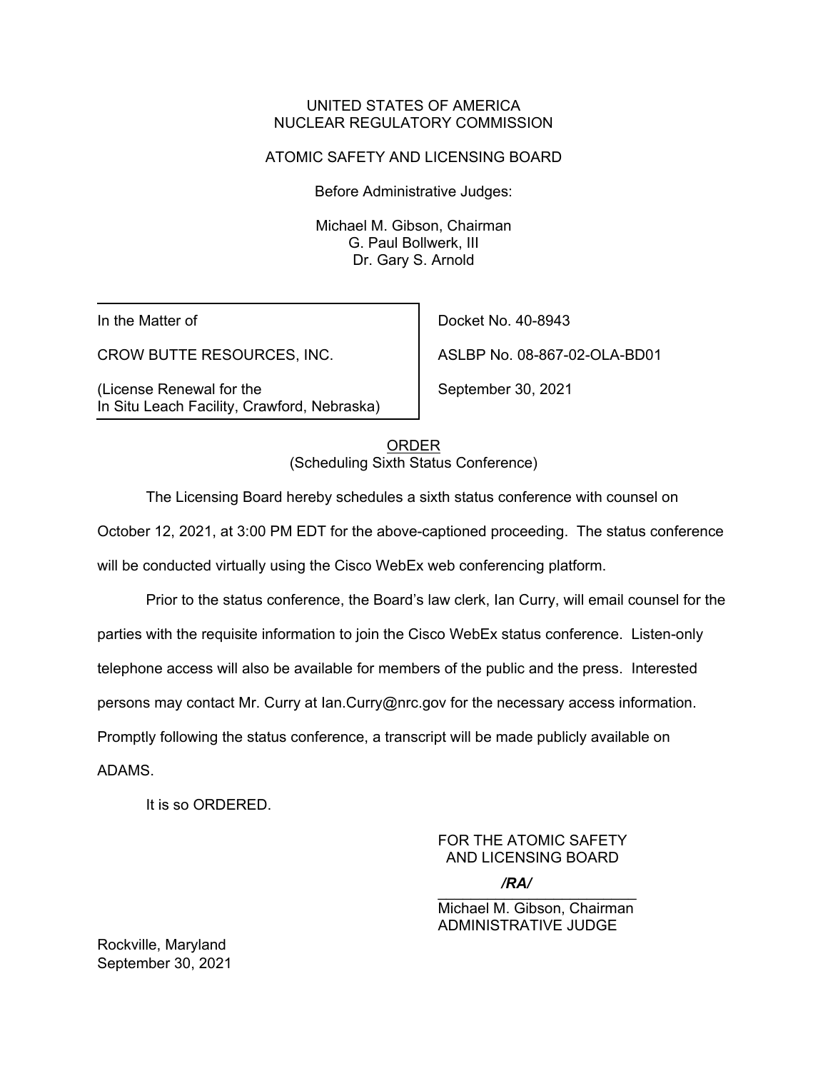UNITED STATES OF AMERICA
NUCLEAR REGULATORY COMMISSION

ATOMIC SAFETY AND LICENSING BOARD

Before Administrative Judges:

Michael M. Gibson, Chairman
G. Paul Bollwerk, III
Dr. Gary S. Arnold

| | |
|---|---|
| In the Matter of | Docket No. 40-8943 |
| CROW BUTTE RESOURCES, INC. | ASLBP No. 08-867-02-OLA-BD01 |
| (License Renewal for the In Situ Leach Facility, Crawford, Nebraska) | September 30, 2021 |

ORDER
(Scheduling Sixth Status Conference)

The Licensing Board hereby schedules a sixth status conference with counsel on October 12, 2021, at 3:00 PM EDT for the above-captioned proceeding. The status conference will be conducted virtually using the Cisco WebEx web conferencing platform.

Prior to the status conference, the Board's law clerk, Ian Curry, will email counsel for the parties with the requisite information to join the Cisco WebEx status conference. Listen-only telephone access will also be available for members of the public and the press. Interested persons may contact Mr. Curry at Ian.Curry@nrc.gov for the necessary access information. Promptly following the status conference, a transcript will be made publicly available on ADAMS.

It is so ORDERED.

FOR THE ATOMIC SAFETY
AND LICENSING BOARD

*/RA/*

Michael M. Gibson, Chairman
ADMINISTRATIVE JUDGE

Rockville, Maryland
September 30, 2021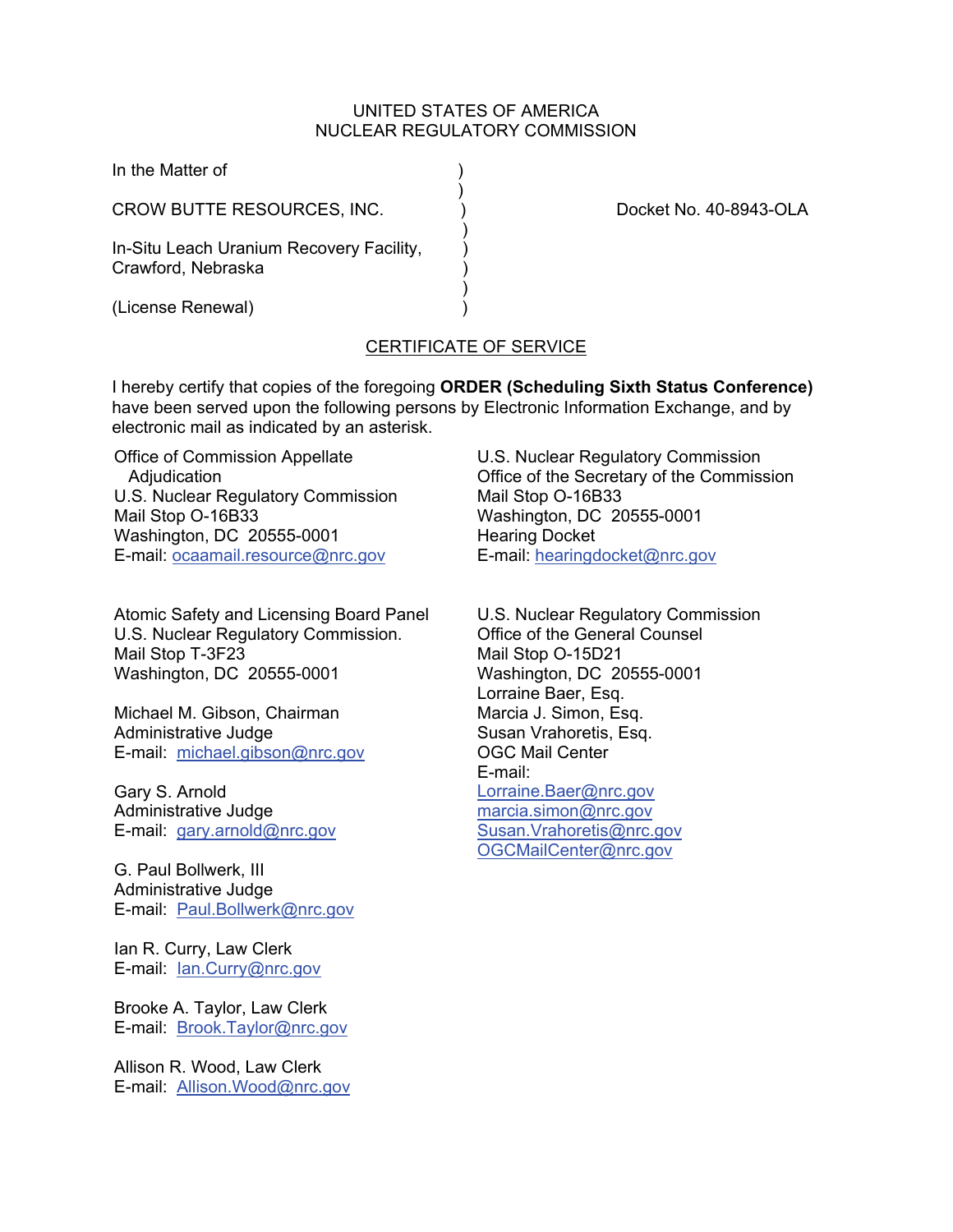UNITED STATES OF AMERICA
NUCLEAR REGULATORY COMMISSION

In the Matter of )
)
CROW BUTTE RESOURCES, INC. ) Docket No. 40-8943-OLA
)
In-Situ Leach Uranium Recovery Facility, )
Crawford, Nebraska )
)
(License Renewal) )

## CERTIFICATE OF SERVICE

I hereby certify that copies of the foregoing **ORDER (Scheduling Sixth Status Conference)** have been served upon the following persons by Electronic Information Exchange, and by electronic mail as indicated by an asterisk.

Office of Commission Appellate Adjudication
U.S. Nuclear Regulatory Commission
Mail Stop O-16B33
Washington, DC 20555-0001
E-mail: ocaamail.resource@nrc.gov

U.S. Nuclear Regulatory Commission
Office of the Secretary of the Commission
Mail Stop O-16B33
Washington, DC 20555-0001
Hearing Docket
E-mail: hearingdocket@nrc.gov

Atomic Safety and Licensing Board Panel
U.S. Nuclear Regulatory Commission.
Mail Stop T-3F23
Washington, DC 20555-0001

Michael M. Gibson, Chairman
Administrative Judge
E-mail: michael.gibson@nrc.gov

Gary S. Arnold
Administrative Judge
E-mail: gary.arnold@nrc.gov

G. Paul Bollwerk, III
Administrative Judge
E-mail: Paul.Bollwerk@nrc.gov

Ian R. Curry, Law Clerk
E-mail: Ian.Curry@nrc.gov

Brooke A. Taylor, Law Clerk
E-mail: Brook.Taylor@nrc.gov

Allison R. Wood, Law Clerk
E-mail: Allison.Wood@nrc.gov

U.S. Nuclear Regulatory Commission
Office of the General Counsel
Mail Stop O-15D21
Washington, DC 20555-0001
Lorraine Baer, Esq.
Marcia J. Simon, Esq.
Susan Vrahoretis, Esq.
OGC Mail Center
E-mail:
Lorraine.Baer@nrc.gov
marcia.simon@nrc.gov
Susan.Vrahoretis@nrc.gov
OGCMailCenter@nrc.gov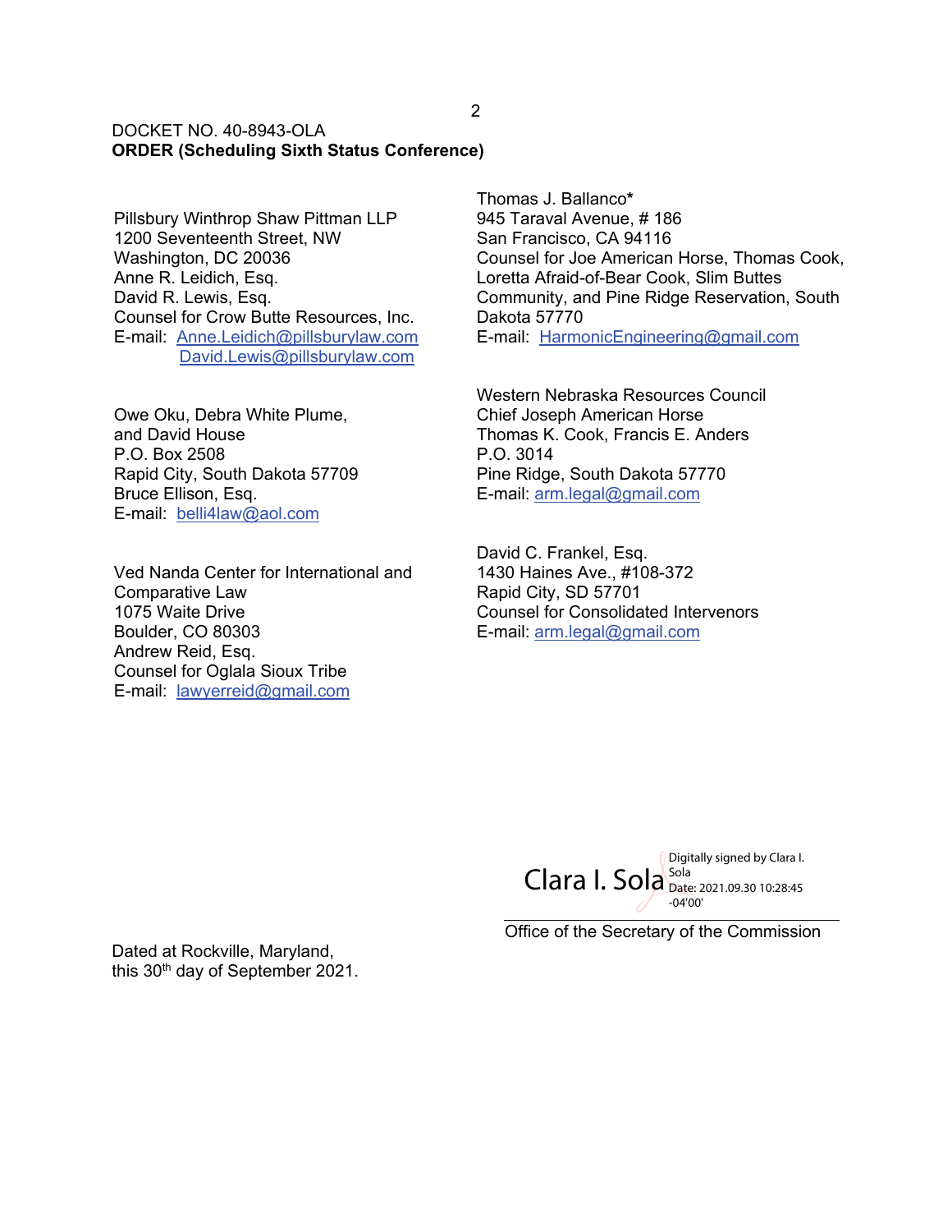DOCKET NO. 40-8943-OLA
**ORDER (Scheduling Sixth Status Conference)**

Pillsbury Winthrop Shaw Pittman LLP
1200 Seventeenth Street, NW
Washington, DC 20036
Anne R. Leidich, Esq.
David R. Lewis, Esq.
Counsel for Crow Butte Resources, Inc.
E-mail: Anne.Leidich@pillsburylaw.com
David.Lewis@pillsburylaw.com

Owe Oku, Debra White Plume,
and David House
P.O. Box 2508
Rapid City, South Dakota 57709
Bruce Ellison, Esq.
E-mail: belli4law@aol.com

Ved Nanda Center for International and Comparative Law
1075 Waite Drive
Boulder, CO 80303
Andrew Reid, Esq.
Counsel for Oglala Sioux Tribe
E-mail: lawyerreid@gmail.com

Thomas J. Ballanco*
945 Taraval Avenue, # 186
San Francisco, CA 94116
Counsel for Joe American Horse, Thomas Cook, Loretta Afraid-of-Bear Cook, Slim Buttes Community, and Pine Ridge Reservation, South Dakota 57770
E-mail: HarmonicEngineering@gmail.com

Western Nebraska Resources Council
Chief Joseph American Horse
Thomas K. Cook, Francis E. Anders
P.O. 3014
Pine Ridge, South Dakota 57770
E-mail: arm.legal@gmail.com

David C. Frankel, Esq.
1430 Haines Ave., #108-372
Rapid City, SD 57701
Counsel for Consolidated Intervenors
E-mail: arm.legal@gmail.com

Clara I. Sola
Digitally signed by Clara I. Sola
Date: 2021.09.30 10:28:45 -04'00'

Office of the Secretary of the Commission

Dated at Rockville, Maryland,
this 30th day of September 2021.